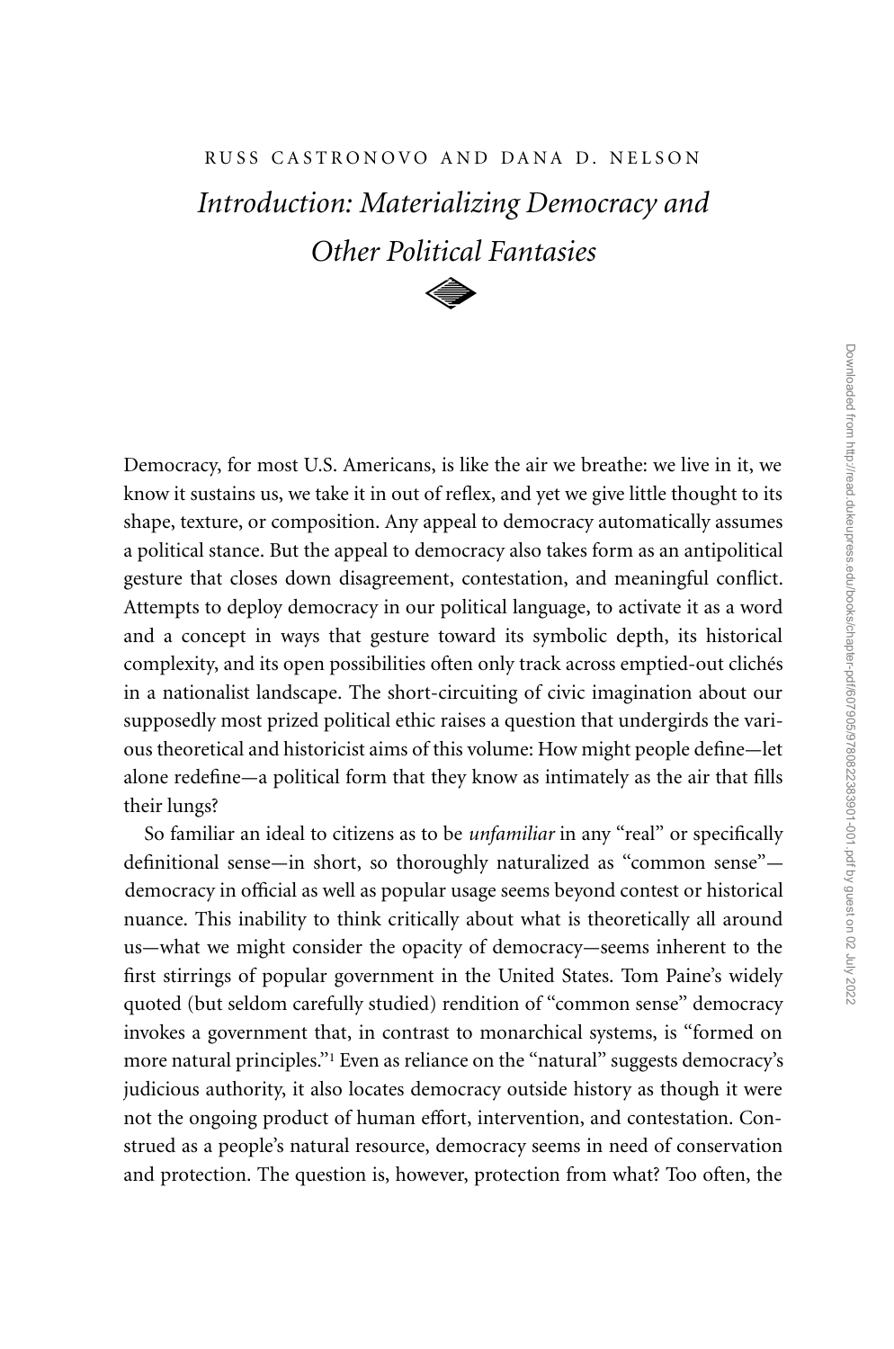RUSS CASTRONOVO AND DANA D. NELSON

# *Introduction: Materializing Democracy and Other Political Fantasies*

Democracy, for most U.S. Americans, is like the air we breathe: we live in it, we know it sustains us, we take it in out of reflex, and yet we give little thought to its shape, texture, or composition. Any appeal to democracy automatically assumes a political stance. But the appeal to democracy also takes form as an antipolitical gesture that closes down disagreement, contestation, and meaningful conflict. Attempts to deploy democracy in our political language, to activate it as a word and a concept in ways that gesture toward its symbolic depth, its historical complexity, and its open possibilities often only track across emptied-out clichés in a nationalist landscape. The short-circuiting of civic imagination about our supposedly most prized political ethic raises a question that undergirds the various theoretical and historicist aims of this volume: How might people define—let alone redefine—a political form that they know as intimately as the air that fills their lungs?

So familiar an ideal to citizens as to be *unfamiliar* in any "real" or specifically definitional sense—in short, so thoroughly naturalized as "common sense"—democracy in official as well as popular usage seems beyond contest or historical nuance. This inability to think critically about what is theoretically all around us—what we might consider the opacity of democracy—seems inherent to the first stirrings of popular government in the United States. Tom Paine's widely quoted (but seldom carefully studied) rendition of "common sense" democracy invokes a government that, in contrast to monarchical systems, is "formed on more natural principles."[1] Even as reliance on the "natural" suggests democracy's judicious authority, it also locates democracy outside history as though it were not the ongoing product of human effort, intervention, and contestation. Construed as a people's natural resource, democracy seems in need of conservation and protection. The question is, however, protection from what? Too often, the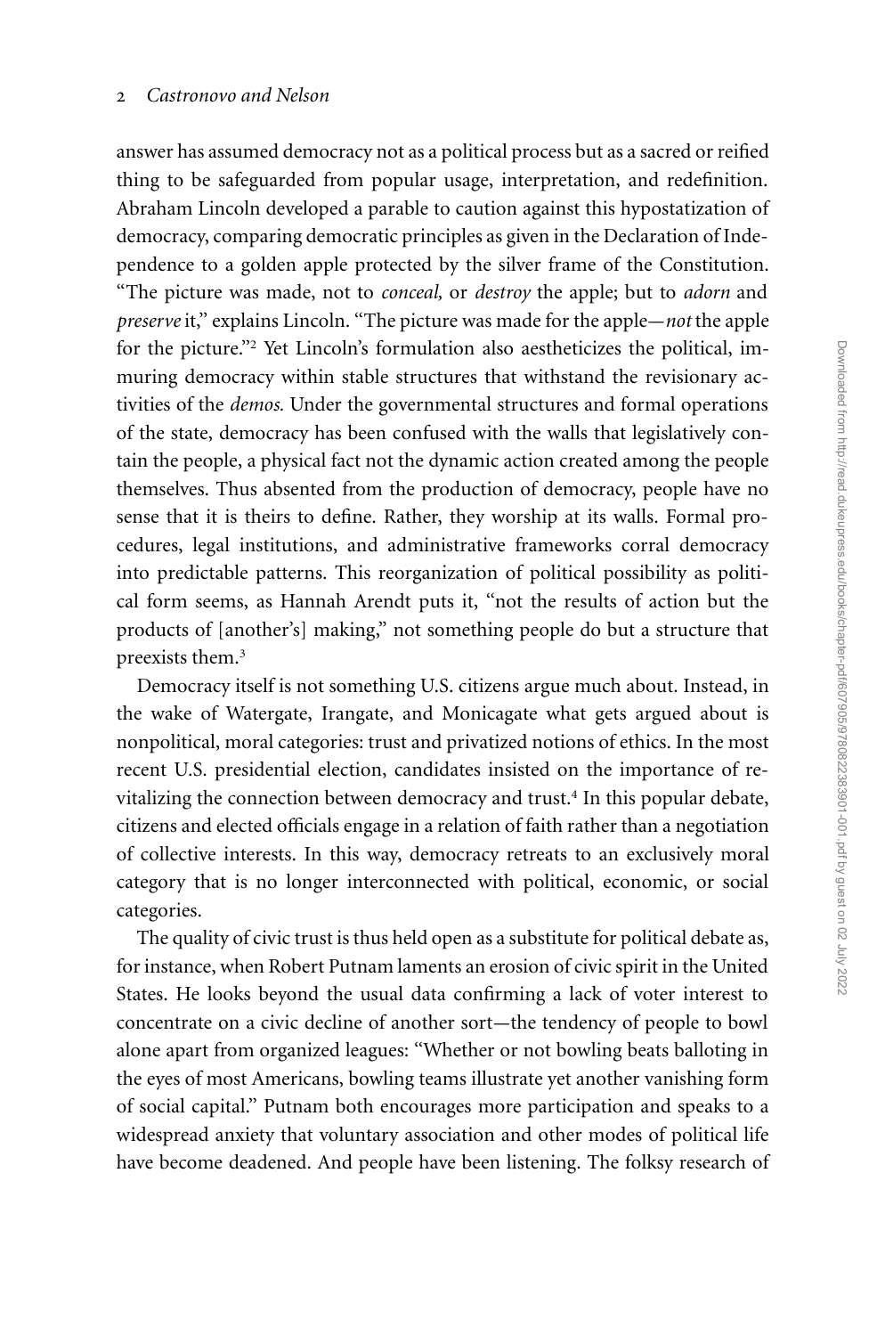answer has assumed democracy not as a political process but as a sacred or reified thing to be safeguarded from popular usage, interpretation, and redefinition. Abraham Lincoln developed a parable to caution against this hypostatization of democracy, comparing democratic principles as given in the Declaration of Independence to a golden apple protected by the silver frame of the Constitution. "The picture was made, not to *conceal,* or *destroy* the apple; but to *adorn* and *preserve* it," explains Lincoln. "The picture was made for the apple—*not* the apple for the picture."[2] Yet Lincoln's formulation also aestheticizes the political, immuring democracy within stable structures that withstand the revisionary activities of the *demos.* Under the governmental structures and formal operations of the state, democracy has been confused with the walls that legislatively contain the people, a physical fact not the dynamic action created among the people themselves. Thus absented from the production of democracy, people have no sense that it is theirs to define. Rather, they worship at its walls. Formal procedures, legal institutions, and administrative frameworks corral democracy into predictable patterns. This reorganization of political possibility as political form seems, as Hannah Arendt puts it, "not the results of action but the products of [another's] making," not something people do but a structure that preexists them.[3]

Democracy itself is not something U.S. citizens argue much about. Instead, in the wake of Watergate, Irangate, and Monicagate what gets argued about is nonpolitical, moral categories: trust and privatized notions of ethics. In the most recent U.S. presidential election, candidates insisted on the importance of revitalizing the connection between democracy and trust.[4] In this popular debate, citizens and elected officials engage in a relation of faith rather than a negotiation of collective interests. In this way, democracy retreats to an exclusively moral category that is no longer interconnected with political, economic, or social categories.

The quality of civic trust is thus held open as a substitute for political debate as, for instance, when Robert Putnam laments an erosion of civic spirit in the United States. He looks beyond the usual data confirming a lack of voter interest to concentrate on a civic decline of another sort—the tendency of people to bowl alone apart from organized leagues: "Whether or not bowling beats balloting in the eyes of most Americans, bowling teams illustrate yet another vanishing form of social capital." Putnam both encourages more participation and speaks to a widespread anxiety that voluntary association and other modes of political life have become deadened. And people have been listening. The folksy research of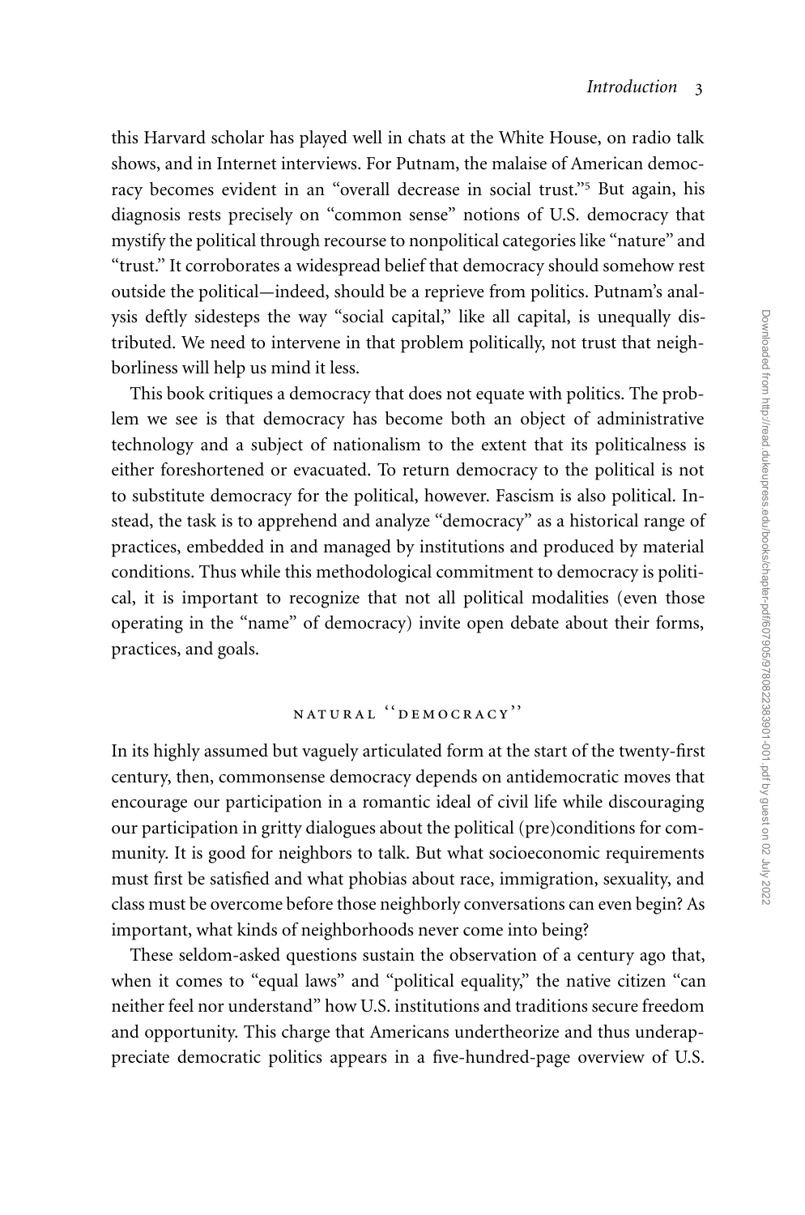this Harvard scholar has played well in chats at the White House, on radio talk shows, and in Internet interviews. For Putnam, the malaise of American democracy becomes evident in an "overall decrease in social trust."[5] But again, his diagnosis rests precisely on "common sense" notions of U.S. democracy that mystify the political through recourse to nonpolitical categories like "nature" and "trust." It corroborates a widespread belief that democracy should somehow rest outside the political—indeed, should be a reprieve from politics. Putnam's analysis deftly sidesteps the way "social capital," like all capital, is unequally distributed. We need to intervene in that problem politically, not trust that neighborliness will help us mind it less.

This book critiques a democracy that does not equate with politics. The problem we see is that democracy has become both an object of administrative technology and a subject of nationalism to the extent that its politicalness is either foreshortened or evacuated. To return democracy to the political is not to substitute democracy for the political, however. Fascism is also political. Instead, the task is to apprehend and analyze "democracy" as a historical range of practices, embedded in and managed by institutions and produced by material conditions. Thus while this methodological commitment to democracy is political, it is important to recognize that not all political modalities (even those operating in the "name" of democracy) invite open debate about their forms, practices, and goals.

## NATURAL "DEMOCRACY"

In its highly assumed but vaguely articulated form at the start of the twenty-first century, then, commonsense democracy depends on antidemocratic moves that encourage our participation in a romantic ideal of civil life while discouraging our participation in gritty dialogues about the political (pre)conditions for community. It is good for neighbors to talk. But what socioeconomic requirements must first be satisfied and what phobias about race, immigration, sexuality, and class must be overcome before those neighborly conversations can even begin? As important, what kinds of neighborhoods never come into being?

These seldom-asked questions sustain the observation of a century ago that, when it comes to "equal laws" and "political equality," the native citizen "can neither feel nor understand" how U.S. institutions and traditions secure freedom and opportunity. This charge that Americans undertheorize and thus underappreciate democratic politics appears in a five-hundred-page overview of U.S.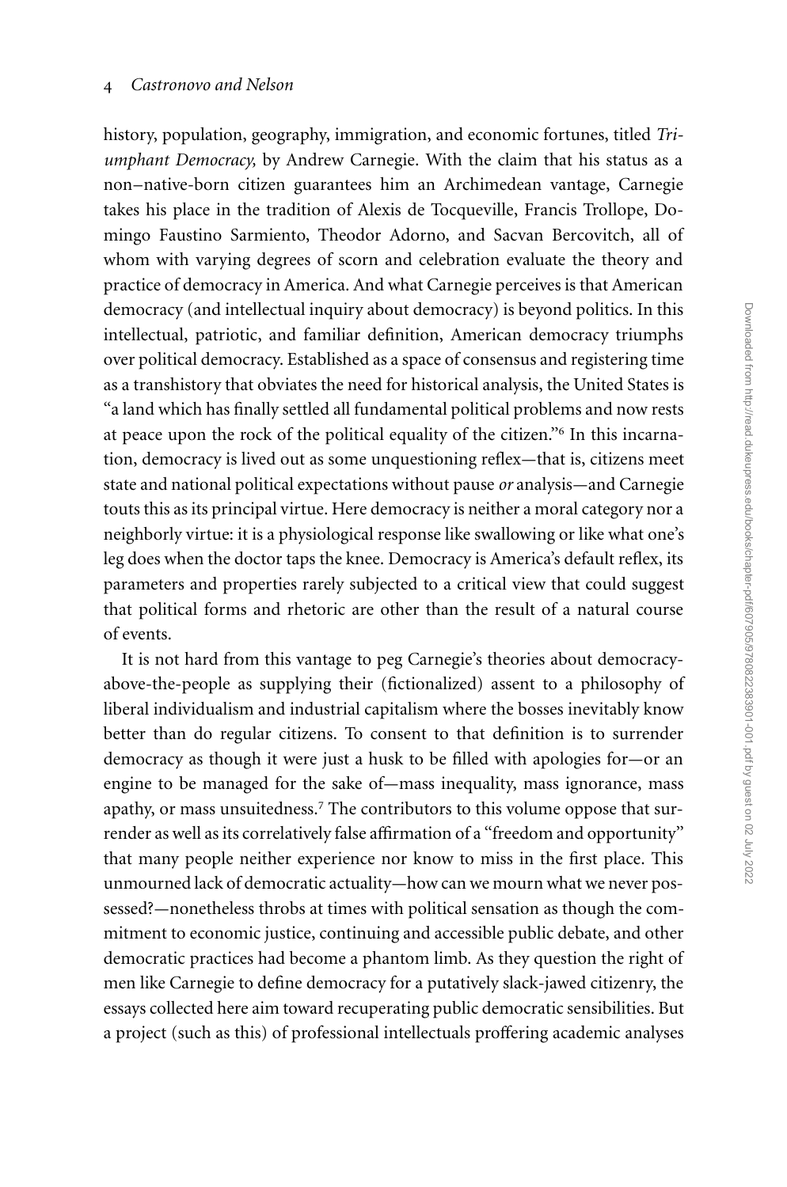history, population, geography, immigration, and economic fortunes, titled *Triumphant Democracy,* by Andrew Carnegie. With the claim that his status as a non–native-born citizen guarantees him an Archimedean vantage, Carnegie takes his place in the tradition of Alexis de Tocqueville, Francis Trollope, Domingo Faustino Sarmiento, Theodor Adorno, and Sacvan Bercovitch, all of whom with varying degrees of scorn and celebration evaluate the theory and practice of democracy in America. And what Carnegie perceives is that American democracy (and intellectual inquiry about democracy) is beyond politics. In this intellectual, patriotic, and familiar definition, American democracy triumphs over political democracy. Established as a space of consensus and registering time as a transhistory that obviates the need for historical analysis, the United States is "a land which has finally settled all fundamental political problems and now rests at peace upon the rock of the political equality of the citizen."[6] In this incarnation, democracy is lived out as some unquestioning reflex—that is, citizens meet state and national political expectations without pause *or* analysis—and Carnegie touts this as its principal virtue. Here democracy is neither a moral category nor a neighborly virtue: it is a physiological response like swallowing or like what one's leg does when the doctor taps the knee. Democracy is America's default reflex, its parameters and properties rarely subjected to a critical view that could suggest that political forms and rhetoric are other than the result of a natural course of events.

It is not hard from this vantage to peg Carnegie's theories about democracy-above-the-people as supplying their (fictionalized) assent to a philosophy of liberal individualism and industrial capitalism where the bosses inevitably know better than do regular citizens. To consent to that definition is to surrender democracy as though it were just a husk to be filled with apologies for—or an engine to be managed for the sake of—mass inequality, mass ignorance, mass apathy, or mass unsuitedness.[7] The contributors to this volume oppose that surrender as well as its correlatively false affirmation of a "freedom and opportunity" that many people neither experience nor know to miss in the first place. This unmourned lack of democratic actuality—how can we mourn what we never possessed?—nonetheless throbs at times with political sensation as though the commitment to economic justice, continuing and accessible public debate, and other democratic practices had become a phantom limb. As they question the right of men like Carnegie to define democracy for a putatively slack-jawed citizenry, the essays collected here aim toward recuperating public democratic sensibilities. But a project (such as this) of professional intellectuals proffering academic analyses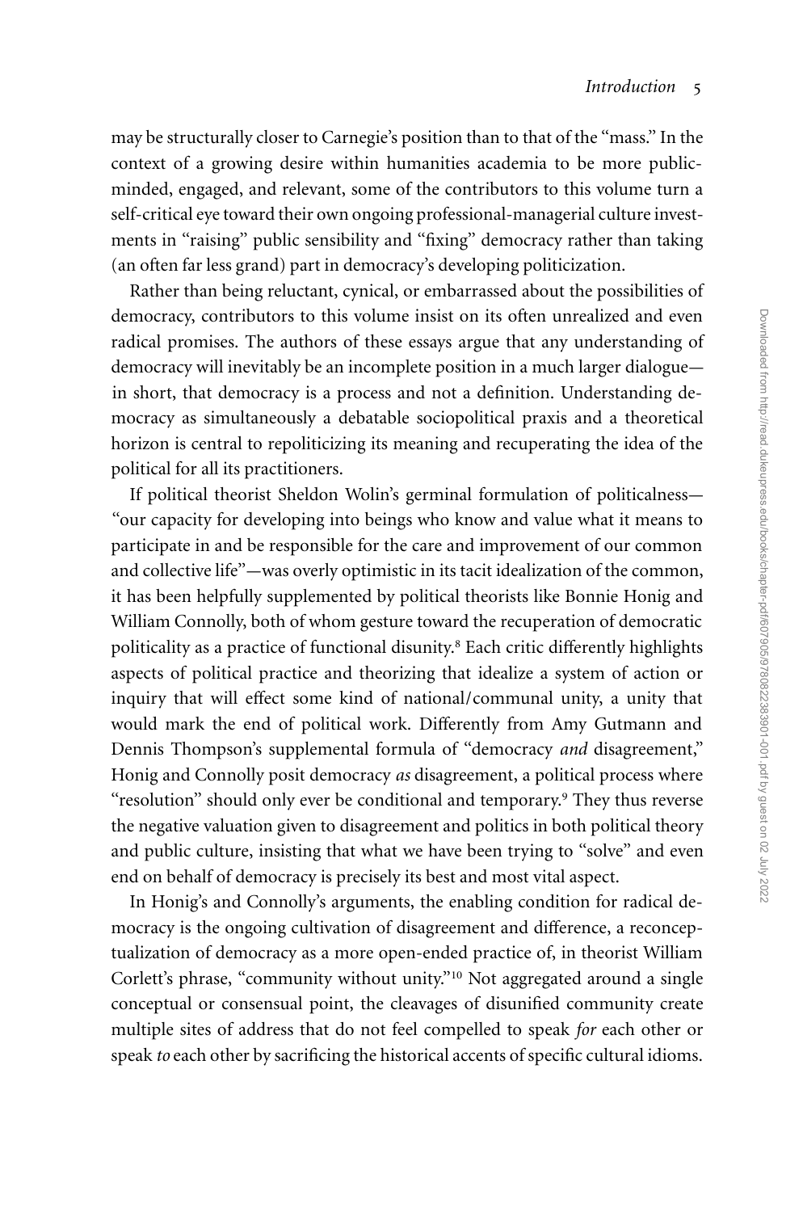may be structurally closer to Carnegie's position than to that of the "mass." In the context of a growing desire within humanities academia to be more public-minded, engaged, and relevant, some of the contributors to this volume turn a self-critical eye toward their own ongoing professional-managerial culture investments in "raising" public sensibility and "fixing" democracy rather than taking (an often far less grand) part in democracy's developing politicization.

Rather than being reluctant, cynical, or embarrassed about the possibilities of democracy, contributors to this volume insist on its often unrealized and even radical promises. The authors of these essays argue that any understanding of democracy will inevitably be an incomplete position in a much larger dialogue—in short, that democracy is a process and not a definition. Understanding democracy as simultaneously a debatable sociopolitical praxis and a theoretical horizon is central to repoliticizing its meaning and recuperating the idea of the political for all its practitioners.

If political theorist Sheldon Wolin's germinal formulation of politicalness—"our capacity for developing into beings who know and value what it means to participate in and be responsible for the care and improvement of our common and collective life"—was overly optimistic in its tacit idealization of the common, it has been helpfully supplemented by political theorists like Bonnie Honig and William Connolly, both of whom gesture toward the recuperation of democratic politicality as a practice of functional disunity.[8] Each critic differently highlights aspects of political practice and theorizing that idealize a system of action or inquiry that will effect some kind of national/communal unity, a unity that would mark the end of political work. Differently from Amy Gutmann and Dennis Thompson's supplemental formula of "democracy *and* disagreement," Honig and Connolly posit democracy *as* disagreement, a political process where "resolution" should only ever be conditional and temporary.[9] They thus reverse the negative valuation given to disagreement and politics in both political theory and public culture, insisting that what we have been trying to "solve" and even end on behalf of democracy is precisely its best and most vital aspect.

In Honig's and Connolly's arguments, the enabling condition for radical democracy is the ongoing cultivation of disagreement and difference, a reconceptualization of democracy as a more open-ended practice of, in theorist William Corlett's phrase, "community without unity."[10] Not aggregated around a single conceptual or consensual point, the cleavages of disunified community create multiple sites of address that do not feel compelled to speak *for* each other or speak *to* each other by sacrificing the historical accents of specific cultural idioms.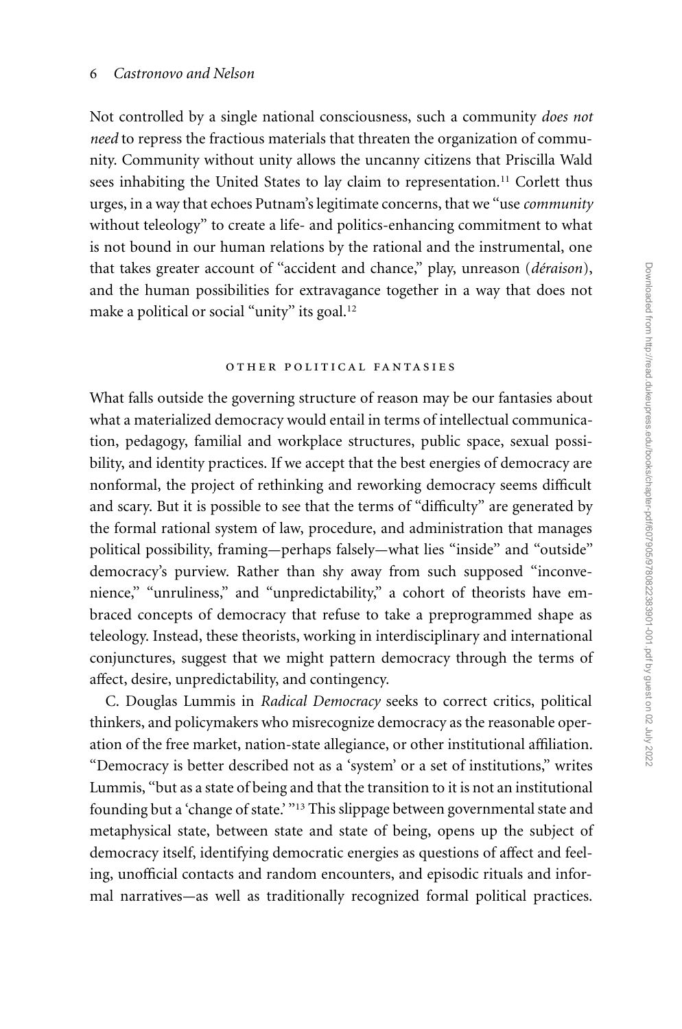Not controlled by a single national consciousness, such a community *does not need* to repress the fractious materials that threaten the organization of community. Community without unity allows the uncanny citizens that Priscilla Wald sees inhabiting the United States to lay claim to representation.[11] Corlett thus urges, in a way that echoes Putnam's legitimate concerns, that we "use *community* without teleology" to create a life- and politics-enhancing commitment to what is not bound in our human relations by the rational and the instrumental, one that takes greater account of "accident and chance," play, unreason (*déraison*), and the human possibilities for extravagance together in a way that does not make a political or social "unity" its goal.[12]

## OTHER POLITICAL FANTASIES

What falls outside the governing structure of reason may be our fantasies about what a materialized democracy would entail in terms of intellectual communication, pedagogy, familial and workplace structures, public space, sexual possibility, and identity practices. If we accept that the best energies of democracy are nonformal, the project of rethinking and reworking democracy seems difficult and scary. But it is possible to see that the terms of "difficulty" are generated by the formal rational system of law, procedure, and administration that manages political possibility, framing—perhaps falsely—what lies "inside" and "outside" democracy's purview. Rather than shy away from such supposed "inconvenience," "unruliness," and "unpredictability," a cohort of theorists have embraced concepts of democracy that refuse to take a preprogrammed shape as teleology. Instead, these theorists, working in interdisciplinary and international conjunctures, suggest that we might pattern democracy through the terms of affect, desire, unpredictability, and contingency.

C. Douglas Lummis in *Radical Democracy* seeks to correct critics, political thinkers, and policymakers who misrecognize democracy as the reasonable operation of the free market, nation-state allegiance, or other institutional affiliation. "Democracy is better described not as a 'system' or a set of institutions," writes Lummis, "but as a state of being and that the transition to it is not an institutional founding but a 'change of state.'"[13] This slippage between governmental state and metaphysical state, between state and state of being, opens up the subject of democracy itself, identifying democratic energies as questions of affect and feeling, unofficial contacts and random encounters, and episodic rituals and informal narratives—as well as traditionally recognized formal political practices.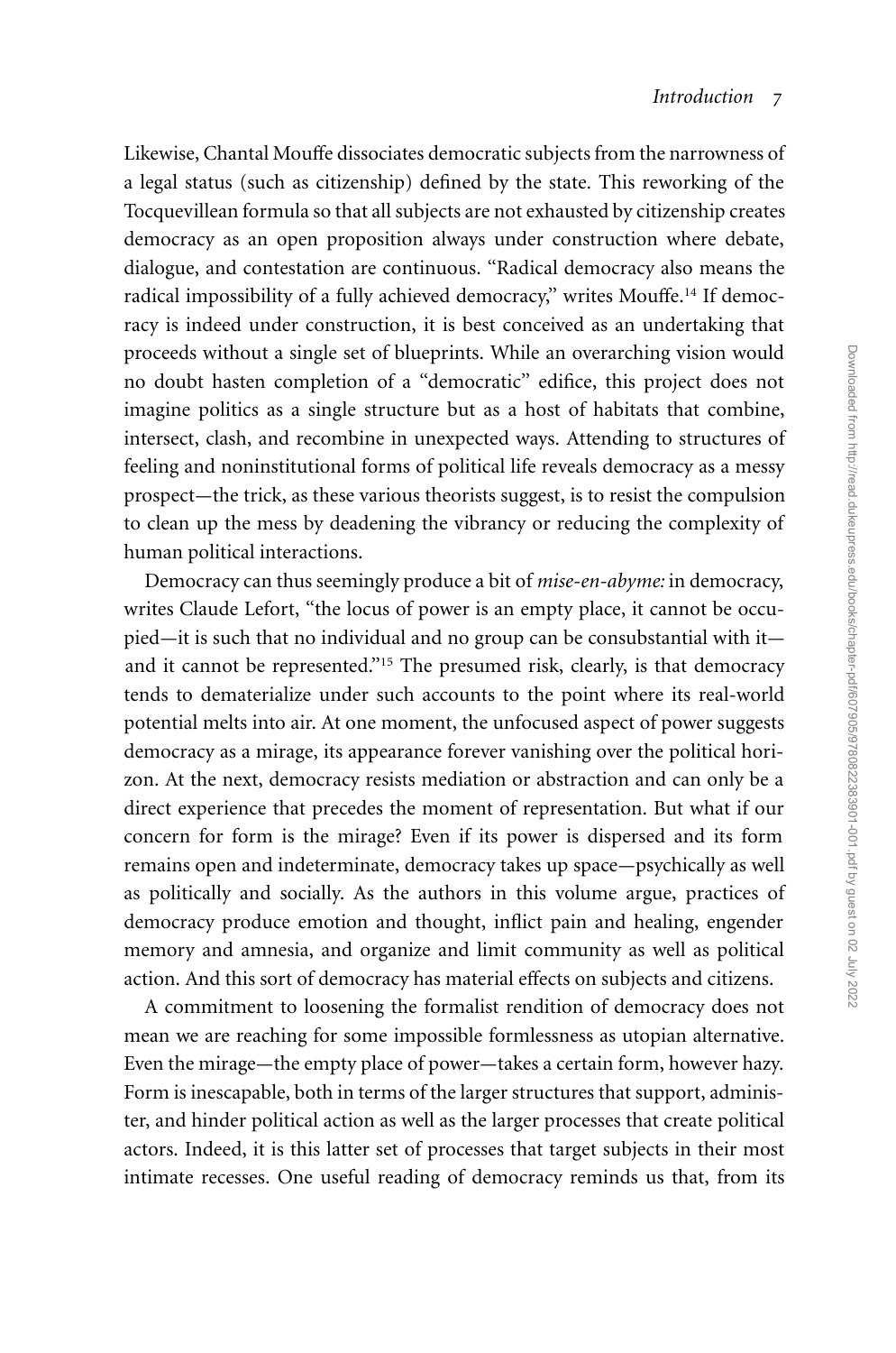Likewise, Chantal Mouffe dissociates democratic subjects from the narrowness of a legal status (such as citizenship) defined by the state. This reworking of the Tocquevillean formula so that all subjects are not exhausted by citizenship creates democracy as an open proposition always under construction where debate, dialogue, and contestation are continuous. "Radical democracy also means the radical impossibility of a fully achieved democracy," writes Mouffe.[14] If democracy is indeed under construction, it is best conceived as an undertaking that proceeds without a single set of blueprints. While an overarching vision would no doubt hasten completion of a "democratic" edifice, this project does not imagine politics as a single structure but as a host of habitats that combine, intersect, clash, and recombine in unexpected ways. Attending to structures of feeling and noninstitutional forms of political life reveals democracy as a messy prospect—the trick, as these various theorists suggest, is to resist the compulsion to clean up the mess by deadening the vibrancy or reducing the complexity of human political interactions.

Democracy can thus seemingly produce a bit of *mise-en-abyme:* in democracy, writes Claude Lefort, "the locus of power is an empty place, it cannot be occupied—it is such that no individual and no group can be consubstantial with it—and it cannot be represented."[15] The presumed risk, clearly, is that democracy tends to dematerialize under such accounts to the point where its real-world potential melts into air. At one moment, the unfocused aspect of power suggests democracy as a mirage, its appearance forever vanishing over the political horizon. At the next, democracy resists mediation or abstraction and can only be a direct experience that precedes the moment of representation. But what if our concern for form is the mirage? Even if its power is dispersed and its form remains open and indeterminate, democracy takes up space—psychically as well as politically and socially. As the authors in this volume argue, practices of democracy produce emotion and thought, inflict pain and healing, engender memory and amnesia, and organize and limit community as well as political action. And this sort of democracy has material effects on subjects and citizens.

A commitment to loosening the formalist rendition of democracy does not mean we are reaching for some impossible formlessness as utopian alternative. Even the mirage—the empty place of power—takes a certain form, however hazy. Form is inescapable, both in terms of the larger structures that support, administer, and hinder political action as well as the larger processes that create political actors. Indeed, it is this latter set of processes that target subjects in their most intimate recesses. One useful reading of democracy reminds us that, from its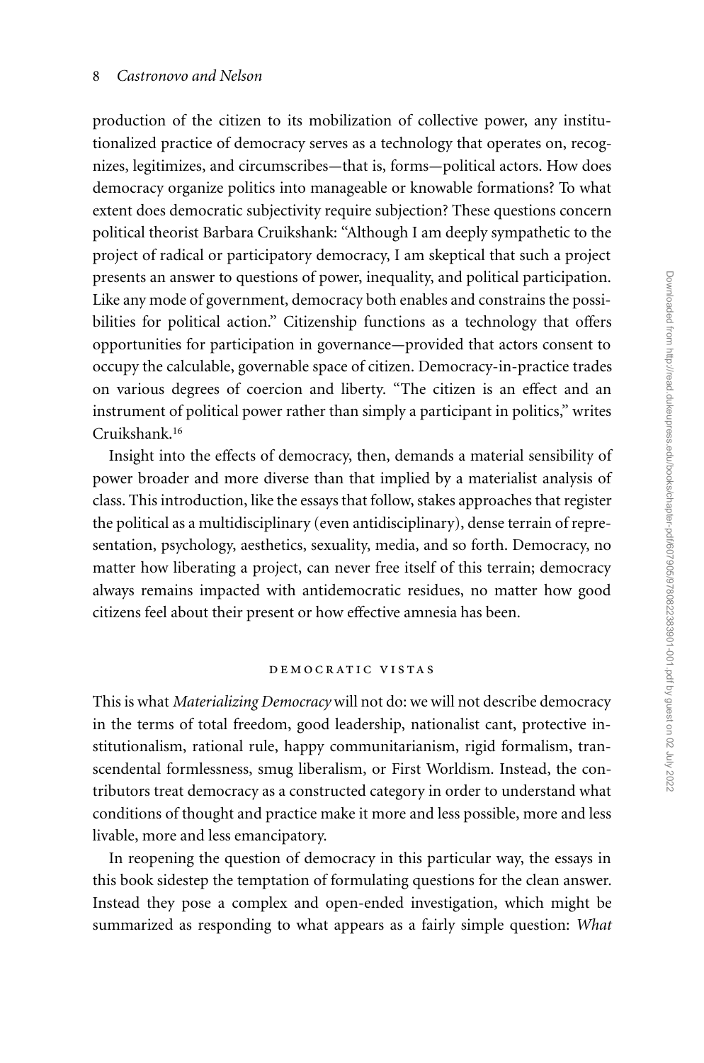production of the citizen to its mobilization of collective power, any institutionalized practice of democracy serves as a technology that operates on, recognizes, legitimizes, and circumscribes—that is, forms—political actors. How does democracy organize politics into manageable or knowable formations? To what extent does democratic subjectivity require subjection? These questions concern political theorist Barbara Cruikshank: "Although I am deeply sympathetic to the project of radical or participatory democracy, I am skeptical that such a project presents an answer to questions of power, inequality, and political participation. Like any mode of government, democracy both enables and constrains the possibilities for political action." Citizenship functions as a technology that offers opportunities for participation in governance—provided that actors consent to occupy the calculable, governable space of citizen. Democracy-in-practice trades on various degrees of coercion and liberty. "The citizen is an effect and an instrument of political power rather than simply a participant in politics," writes Cruikshank.[16]

Insight into the effects of democracy, then, demands a material sensibility of power broader and more diverse than that implied by a materialist analysis of class. This introduction, like the essays that follow, stakes approaches that register the political as a multidisciplinary (even antidisciplinary), dense terrain of representation, psychology, aesthetics, sexuality, media, and so forth. Democracy, no matter how liberating a project, can never free itself of this terrain; democracy always remains impacted with antidemocratic residues, no matter how good citizens feel about their present or how effective amnesia has been.

## DEMOCRATIC VISTAS

This is what *Materializing Democracy* will not do: we will not describe democracy in the terms of total freedom, good leadership, nationalist cant, protective institutionalism, rational rule, happy communitarianism, rigid formalism, transcendental formlessness, smug liberalism, or First Worldism. Instead, the contributors treat democracy as a constructed category in order to understand what conditions of thought and practice make it more and less possible, more and less livable, more and less emancipatory.

In reopening the question of democracy in this particular way, the essays in this book sidestep the temptation of formulating questions for the clean answer. Instead they pose a complex and open-ended investigation, which might be summarized as responding to what appears as a fairly simple question: *What*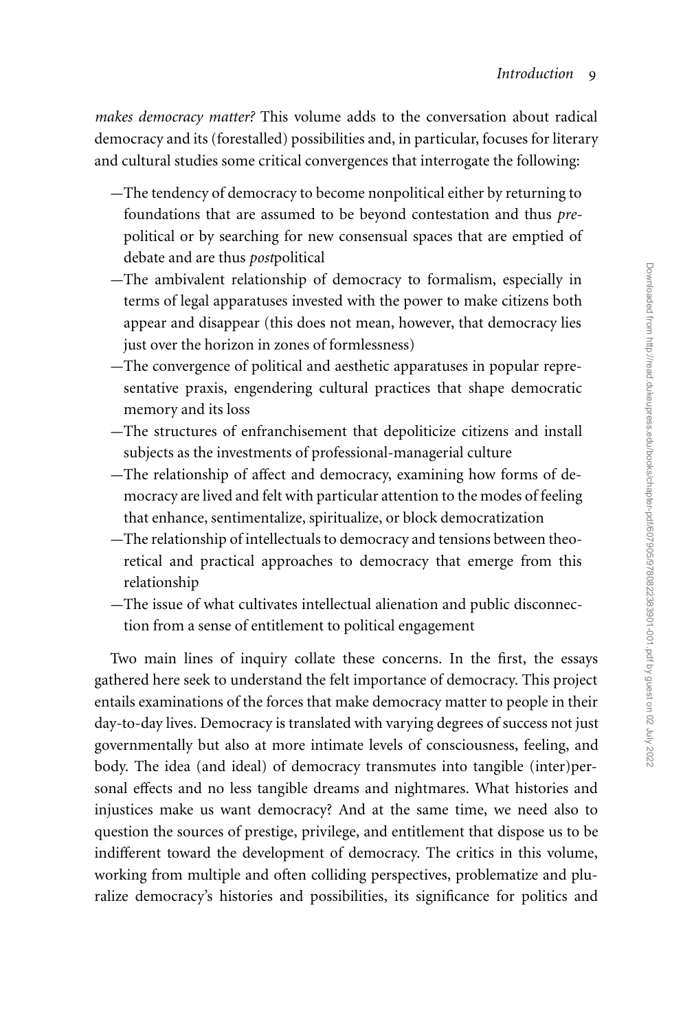*makes democracy matter?* This volume adds to the conversation about radical democracy and its (forestalled) possibilities and, in particular, focuses for literary and cultural studies some critical convergences that interrogate the following:

—The tendency of democracy to become nonpolitical either by returning to foundations that are assumed to be beyond contestation and thus *pre*political or by searching for new consensual spaces that are emptied of debate and are thus *post*political

—The ambivalent relationship of democracy to formalism, especially in terms of legal apparatuses invested with the power to make citizens both appear and disappear (this does not mean, however, that democracy lies just over the horizon in zones of formlessness)

—The convergence of political and aesthetic apparatuses in popular representative praxis, engendering cultural practices that shape democratic memory and its loss

—The structures of enfranchisement that depoliticize citizens and install subjects as the investments of professional-managerial culture

—The relationship of affect and democracy, examining how forms of democracy are lived and felt with particular attention to the modes of feeling that enhance, sentimentalize, spiritualize, or block democratization

—The relationship of intellectuals to democracy and tensions between theoretical and practical approaches to democracy that emerge from this relationship

—The issue of what cultivates intellectual alienation and public disconnection from a sense of entitlement to political engagement

Two main lines of inquiry collate these concerns. In the first, the essays gathered here seek to understand the felt importance of democracy. This project entails examinations of the forces that make democracy matter to people in their day-to-day lives. Democracy is translated with varying degrees of success not just governmentally but also at more intimate levels of consciousness, feeling, and body. The idea (and ideal) of democracy transmutes into tangible (inter)personal effects and no less tangible dreams and nightmares. What histories and injustices make us want democracy? And at the same time, we need also to question the sources of prestige, privilege, and entitlement that dispose us to be indifferent toward the development of democracy. The critics in this volume, working from multiple and often colliding perspectives, problematize and pluralize democracy's histories and possibilities, its significance for politics and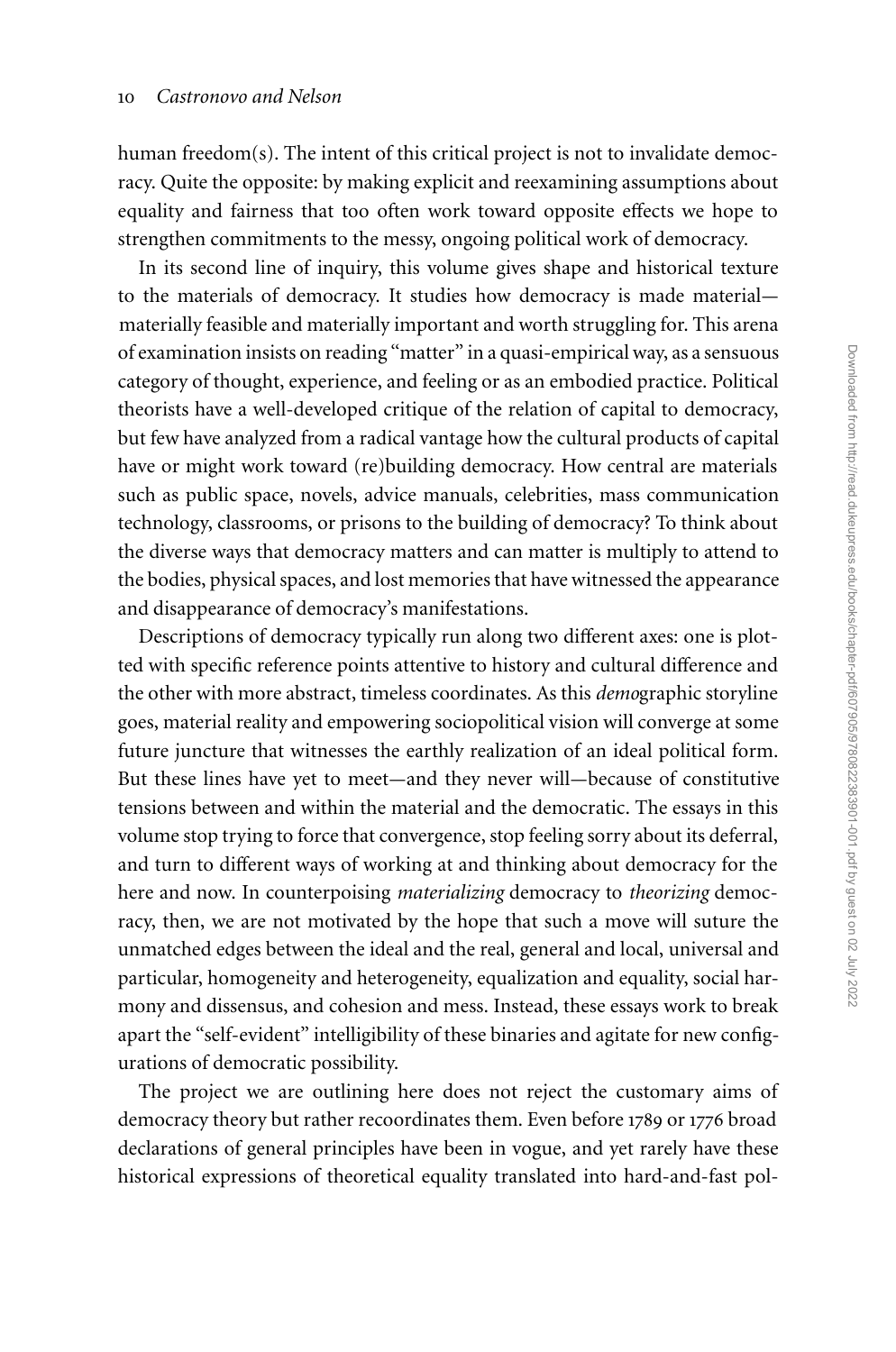human freedom(s). The intent of this critical project is not to invalidate democracy. Quite the opposite: by making explicit and reexamining assumptions about equality and fairness that too often work toward opposite effects we hope to strengthen commitments to the messy, ongoing political work of democracy.

In its second line of inquiry, this volume gives shape and historical texture to the materials of democracy. It studies how democracy is made material—materially feasible and materially important and worth struggling for. This arena of examination insists on reading "matter" in a quasi-empirical way, as a sensuous category of thought, experience, and feeling or as an embodied practice. Political theorists have a well-developed critique of the relation of capital to democracy, but few have analyzed from a radical vantage how the cultural products of capital have or might work toward (re)building democracy. How central are materials such as public space, novels, advice manuals, celebrities, mass communication technology, classrooms, or prisons to the building of democracy? To think about the diverse ways that democracy matters and can matter is multiply to attend to the bodies, physical spaces, and lost memories that have witnessed the appearance and disappearance of democracy's manifestations.

Descriptions of democracy typically run along two different axes: one is plotted with specific reference points attentive to history and cultural difference and the other with more abstract, timeless coordinates. As this *demo*graphic storyline goes, material reality and empowering sociopolitical vision will converge at some future juncture that witnesses the earthly realization of an ideal political form. But these lines have yet to meet—and they never will—because of constitutive tensions between and within the material and the democratic. The essays in this volume stop trying to force that convergence, stop feeling sorry about its deferral, and turn to different ways of working at and thinking about democracy for the here and now. In counterpoising *materializing* democracy to *theorizing* democracy, then, we are not motivated by the hope that such a move will suture the unmatched edges between the ideal and the real, general and local, universal and particular, homogeneity and heterogeneity, equalization and equality, social harmony and dissensus, and cohesion and mess. Instead, these essays work to break apart the "self-evident" intelligibility of these binaries and agitate for new configurations of democratic possibility.

The project we are outlining here does not reject the customary aims of democracy theory but rather recoordinates them. Even before 1789 or 1776 broad declarations of general principles have been in vogue, and yet rarely have these historical expressions of theoretical equality translated into hard-and-fast pol-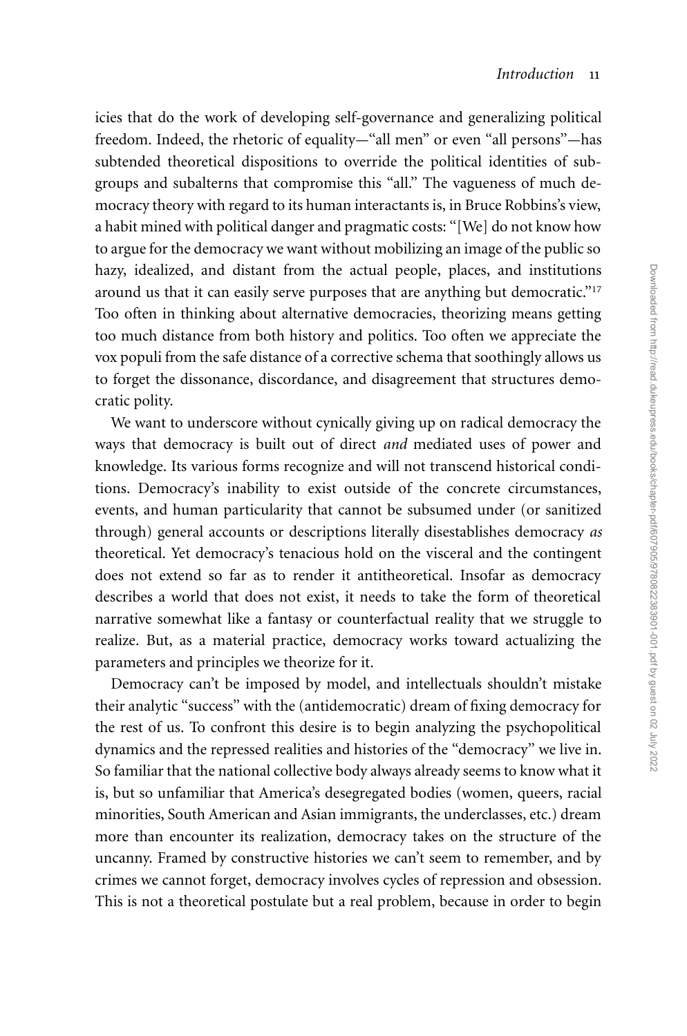icies that do the work of developing self-governance and generalizing political freedom. Indeed, the rhetoric of equality—"all men" or even "all persons"—has subtended theoretical dispositions to override the political identities of subgroups and subalterns that compromise this "all." The vagueness of much democracy theory with regard to its human interactants is, in Bruce Robbins's view, a habit mined with political danger and pragmatic costs: "[We] do not know how to argue for the democracy we want without mobilizing an image of the public so hazy, idealized, and distant from the actual people, places, and institutions around us that it can easily serve purposes that are anything but democratic."[17] Too often in thinking about alternative democracies, theorizing means getting too much distance from both history and politics. Too often we appreciate the vox populi from the safe distance of a corrective schema that soothingly allows us to forget the dissonance, discordance, and disagreement that structures democratic polity.

We want to underscore without cynically giving up on radical democracy the ways that democracy is built out of direct *and* mediated uses of power and knowledge. Its various forms recognize and will not transcend historical conditions. Democracy's inability to exist outside of the concrete circumstances, events, and human particularity that cannot be subsumed under (or sanitized through) general accounts or descriptions literally disestablishes democracy *as* theoretical. Yet democracy's tenacious hold on the visceral and the contingent does not extend so far as to render it antitheoretical. Insofar as democracy describes a world that does not exist, it needs to take the form of theoretical narrative somewhat like a fantasy or counterfactual reality that we struggle to realize. But, as a material practice, democracy works toward actualizing the parameters and principles we theorize for it.

Democracy can't be imposed by model, and intellectuals shouldn't mistake their analytic "success" with the (antidemocratic) dream of fixing democracy for the rest of us. To confront this desire is to begin analyzing the psychopolitical dynamics and the repressed realities and histories of the "democracy" we live in. So familiar that the national collective body always already seems to know what it is, but so unfamiliar that America's desegregated bodies (women, queers, racial minorities, South American and Asian immigrants, the underclasses, etc.) dream more than encounter its realization, democracy takes on the structure of the uncanny. Framed by constructive histories we can't seem to remember, and by crimes we cannot forget, democracy involves cycles of repression and obsession. This is not a theoretical postulate but a real problem, because in order to begin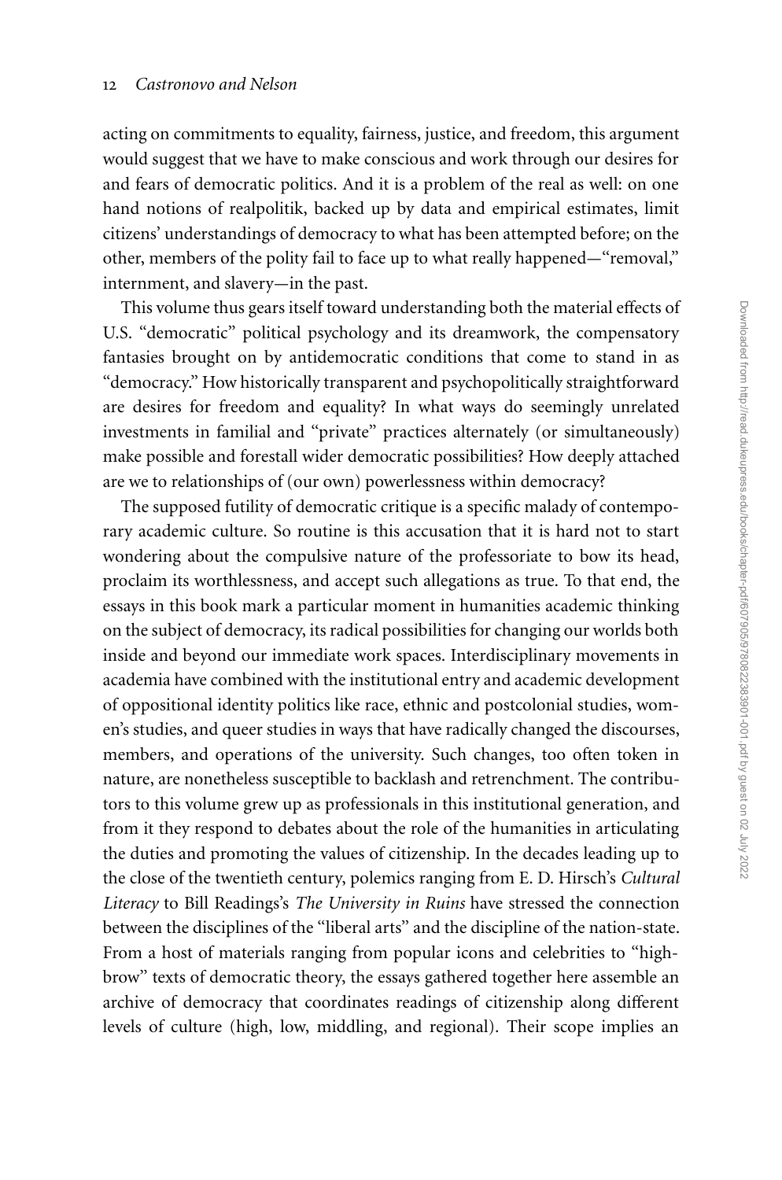acting on commitments to equality, fairness, justice, and freedom, this argument would suggest that we have to make conscious and work through our desires for and fears of democratic politics. And it is a problem of the real as well: on one hand notions of realpolitik, backed up by data and empirical estimates, limit citizens' understandings of democracy to what has been attempted before; on the other, members of the polity fail to face up to what really happened—"removal," internment, and slavery—in the past.

This volume thus gears itself toward understanding both the material effects of U.S. "democratic" political psychology and its dreamwork, the compensatory fantasies brought on by antidemocratic conditions that come to stand in as "democracy." How historically transparent and psychopolitically straightforward are desires for freedom and equality? In what ways do seemingly unrelated investments in familial and "private" practices alternately (or simultaneously) make possible and forestall wider democratic possibilities? How deeply attached are we to relationships of (our own) powerlessness within democracy?

The supposed futility of democratic critique is a specific malady of contemporary academic culture. So routine is this accusation that it is hard not to start wondering about the compulsive nature of the professoriate to bow its head, proclaim its worthlessness, and accept such allegations as true. To that end, the essays in this book mark a particular moment in humanities academic thinking on the subject of democracy, its radical possibilities for changing our worlds both inside and beyond our immediate work spaces. Interdisciplinary movements in academia have combined with the institutional entry and academic development of oppositional identity politics like race, ethnic and postcolonial studies, women's studies, and queer studies in ways that have radically changed the discourses, members, and operations of the university. Such changes, too often token in nature, are nonetheless susceptible to backlash and retrenchment. The contributors to this volume grew up as professionals in this institutional generation, and from it they respond to debates about the role of the humanities in articulating the duties and promoting the values of citizenship. In the decades leading up to the close of the twentieth century, polemics ranging from E. D. Hirsch's *Cultural Literacy* to Bill Readings's *The University in Ruins* have stressed the connection between the disciplines of the "liberal arts" and the discipline of the nation-state. From a host of materials ranging from popular icons and celebrities to "highbrow" texts of democratic theory, the essays gathered together here assemble an archive of democracy that coordinates readings of citizenship along different levels of culture (high, low, middling, and regional). Their scope implies an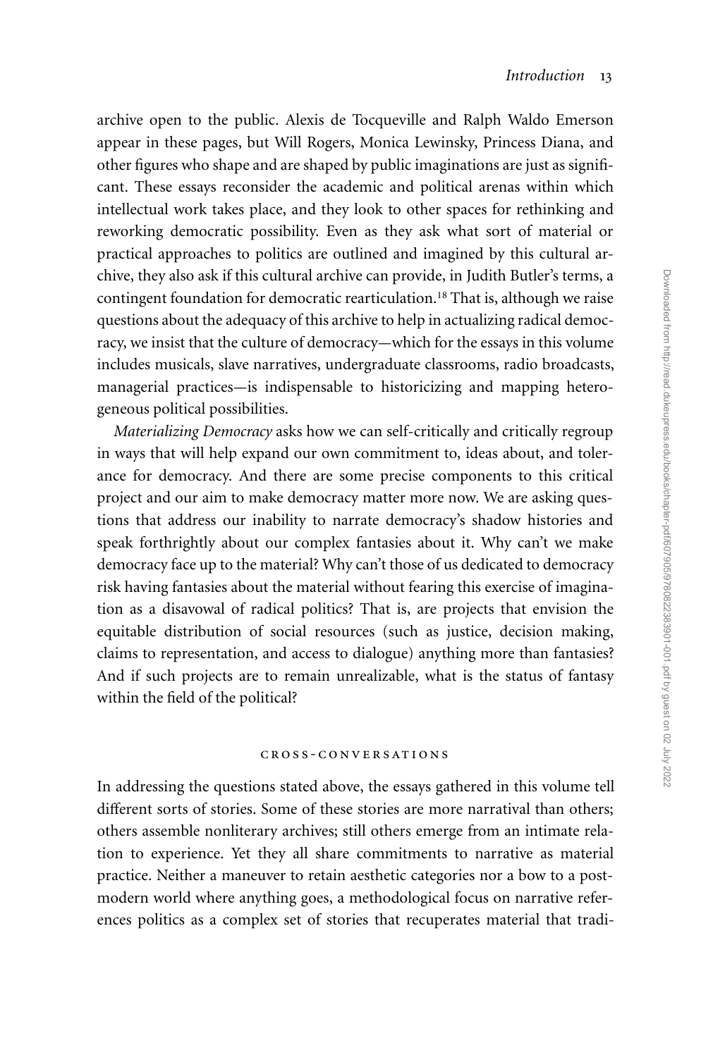archive open to the public. Alexis de Tocqueville and Ralph Waldo Emerson appear in these pages, but Will Rogers, Monica Lewinsky, Princess Diana, and other figures who shape and are shaped by public imaginations are just as significant. These essays reconsider the academic and political arenas within which intellectual work takes place, and they look to other spaces for rethinking and reworking democratic possibility. Even as they ask what sort of material or practical approaches to politics are outlined and imagined by this cultural archive, they also ask if this cultural archive can provide, in Judith Butler's terms, a contingent foundation for democratic rearticulation.[18] That is, although we raise questions about the adequacy of this archive to help in actualizing radical democracy, we insist that the culture of democracy—which for the essays in this volume includes musicals, slave narratives, undergraduate classrooms, radio broadcasts, managerial practices—is indispensable to historicizing and mapping heterogeneous political possibilities.

*Materializing Democracy* asks how we can self-critically and critically regroup in ways that will help expand our own commitment to, ideas about, and tolerance for democracy. And there are some precise components to this critical project and our aim to make democracy matter more now. We are asking questions that address our inability to narrate democracy's shadow histories and speak forthrightly about our complex fantasies about it. Why can't we make democracy face up to the material? Why can't those of us dedicated to democracy risk having fantasies about the material without fearing this exercise of imagination as a disavowal of radical politics? That is, are projects that envision the equitable distribution of social resources (such as justice, decision making, claims to representation, and access to dialogue) anything more than fantasies? And if such projects are to remain unrealizable, what is the status of fantasy within the field of the political?

## CROSS-CONVERSATIONS

In addressing the questions stated above, the essays gathered in this volume tell different sorts of stories. Some of these stories are more narratival than others; others assemble nonliterary archives; still others emerge from an intimate relation to experience. Yet they all share commitments to narrative as material practice. Neither a maneuver to retain aesthetic categories nor a bow to a postmodern world where anything goes, a methodological focus on narrative references politics as a complex set of stories that recuperates material that tradi-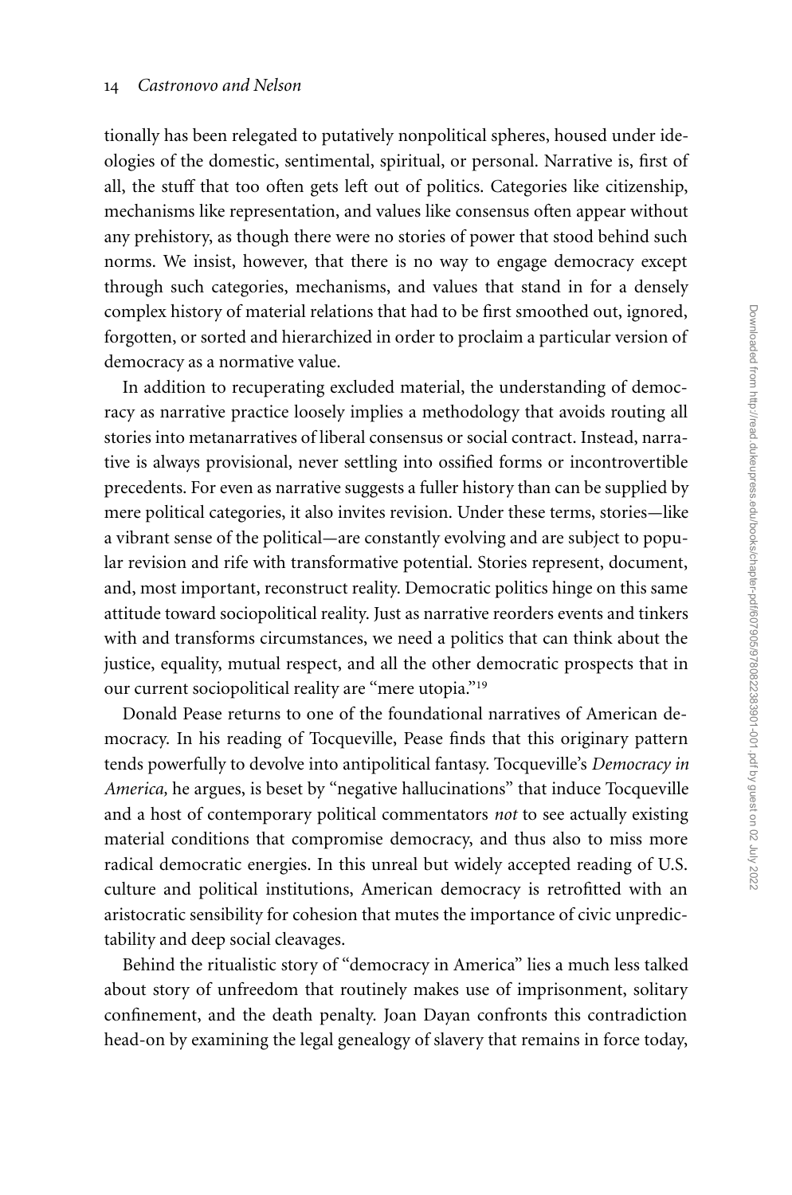tionally has been relegated to putatively nonpolitical spheres, housed under ideologies of the domestic, sentimental, spiritual, or personal. Narrative is, first of all, the stuff that too often gets left out of politics. Categories like citizenship, mechanisms like representation, and values like consensus often appear without any prehistory, as though there were no stories of power that stood behind such norms. We insist, however, that there is no way to engage democracy except through such categories, mechanisms, and values that stand in for a densely complex history of material relations that had to be first smoothed out, ignored, forgotten, or sorted and hierarchized in order to proclaim a particular version of democracy as a normative value.

In addition to recuperating excluded material, the understanding of democracy as narrative practice loosely implies a methodology that avoids routing all stories into metanarratives of liberal consensus or social contract. Instead, narrative is always provisional, never settling into ossified forms or incontrovertible precedents. For even as narrative suggests a fuller history than can be supplied by mere political categories, it also invites revision. Under these terms, stories—like a vibrant sense of the political—are constantly evolving and are subject to popular revision and rife with transformative potential. Stories represent, document, and, most important, reconstruct reality. Democratic politics hinge on this same attitude toward sociopolitical reality. Just as narrative reorders events and tinkers with and transforms circumstances, we need a politics that can think about the justice, equality, mutual respect, and all the other democratic prospects that in our current sociopolitical reality are "mere utopia."[19]

Donald Pease returns to one of the foundational narratives of American democracy. In his reading of Tocqueville, Pease finds that this originary pattern tends powerfully to devolve into antipolitical fantasy. Tocqueville's *Democracy in America,* he argues, is beset by "negative hallucinations" that induce Tocqueville and a host of contemporary political commentators *not* to see actually existing material conditions that compromise democracy, and thus also to miss more radical democratic energies. In this unreal but widely accepted reading of U.S. culture and political institutions, American democracy is retrofitted with an aristocratic sensibility for cohesion that mutes the importance of civic unpredictability and deep social cleavages.

Behind the ritualistic story of "democracy in America" lies a much less talked about story of unfreedom that routinely makes use of imprisonment, solitary confinement, and the death penalty. Joan Dayan confronts this contradiction head-on by examining the legal genealogy of slavery that remains in force today,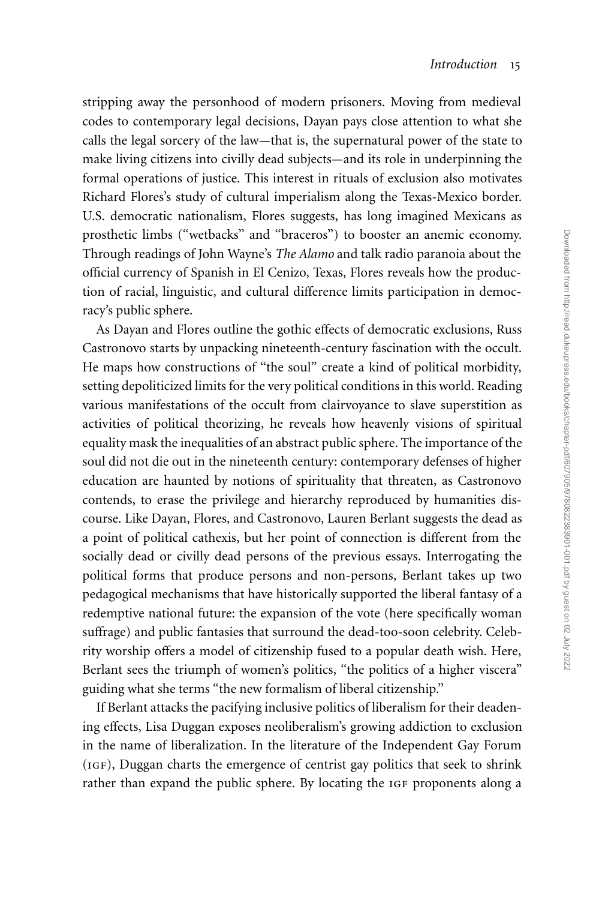stripping away the personhood of modern prisoners. Moving from medieval codes to contemporary legal decisions, Dayan pays close attention to what she calls the legal sorcery of the law—that is, the supernatural power of the state to make living citizens into civilly dead subjects—and its role in underpinning the formal operations of justice. This interest in rituals of exclusion also motivates Richard Flores's study of cultural imperialism along the Texas-Mexico border. U.S. democratic nationalism, Flores suggests, has long imagined Mexicans as prosthetic limbs ("wetbacks" and "braceros") to booster an anemic economy. Through readings of John Wayne's *The Alamo* and talk radio paranoia about the official currency of Spanish in El Cenizo, Texas, Flores reveals how the production of racial, linguistic, and cultural difference limits participation in democracy's public sphere.

As Dayan and Flores outline the gothic effects of democratic exclusions, Russ Castronovo starts by unpacking nineteenth-century fascination with the occult. He maps how constructions of "the soul" create a kind of political morbidity, setting depoliticized limits for the very political conditions in this world. Reading various manifestations of the occult from clairvoyance to slave superstition as activities of political theorizing, he reveals how heavenly visions of spiritual equality mask the inequalities of an abstract public sphere. The importance of the soul did not die out in the nineteenth century: contemporary defenses of higher education are haunted by notions of spirituality that threaten, as Castronovo contends, to erase the privilege and hierarchy reproduced by humanities discourse. Like Dayan, Flores, and Castronovo, Lauren Berlant suggests the dead as a point of political cathexis, but her point of connection is different from the socially dead or civilly dead persons of the previous essays. Interrogating the political forms that produce persons and non-persons, Berlant takes up two pedagogical mechanisms that have historically supported the liberal fantasy of a redemptive national future: the expansion of the vote (here specifically woman suffrage) and public fantasies that surround the dead-too-soon celebrity. Celebrity worship offers a model of citizenship fused to a popular death wish. Here, Berlant sees the triumph of women's politics, "the politics of a higher viscera" guiding what she terms "the new formalism of liberal citizenship."

If Berlant attacks the pacifying inclusive politics of liberalism for their deadening effects, Lisa Duggan exposes neoliberalism's growing addiction to exclusion in the name of liberalization. In the literature of the Independent Gay Forum (IGF), Duggan charts the emergence of centrist gay politics that seek to shrink rather than expand the public sphere. By locating the IGF proponents along a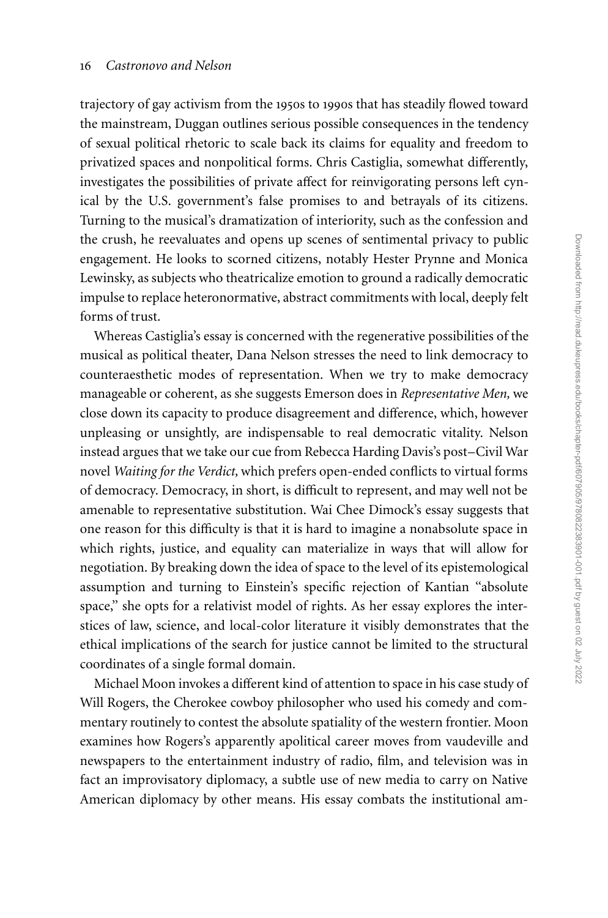trajectory of gay activism from the 1950s to 1990s that has steadily flowed toward the mainstream, Duggan outlines serious possible consequences in the tendency of sexual political rhetoric to scale back its claims for equality and freedom to privatized spaces and nonpolitical forms. Chris Castiglia, somewhat differently, investigates the possibilities of private affect for reinvigorating persons left cynical by the U.S. government's false promises to and betrayals of its citizens. Turning to the musical's dramatization of interiority, such as the confession and the crush, he reevaluates and opens up scenes of sentimental privacy to public engagement. He looks to scorned citizens, notably Hester Prynne and Monica Lewinsky, as subjects who theatricalize emotion to ground a radically democratic impulse to replace heteronormative, abstract commitments with local, deeply felt forms of trust.

Whereas Castiglia's essay is concerned with the regenerative possibilities of the musical as political theater, Dana Nelson stresses the need to link democracy to counteraesthetic modes of representation. When we try to make democracy manageable or coherent, as she suggests Emerson does in *Representative Men,* we close down its capacity to produce disagreement and difference, which, however unpleasing or unsightly, are indispensable to real democratic vitality. Nelson instead argues that we take our cue from Rebecca Harding Davis's post–Civil War novel *Waiting for the Verdict,* which prefers open-ended conflicts to virtual forms of democracy. Democracy, in short, is difficult to represent, and may well not be amenable to representative substitution. Wai Chee Dimock's essay suggests that one reason for this difficulty is that it is hard to imagine a nonabsolute space in which rights, justice, and equality can materialize in ways that will allow for negotiation. By breaking down the idea of space to the level of its epistemological assumption and turning to Einstein's specific rejection of Kantian "absolute space," she opts for a relativist model of rights. As her essay explores the interstices of law, science, and local-color literature it visibly demonstrates that the ethical implications of the search for justice cannot be limited to the structural coordinates of a single formal domain.

Michael Moon invokes a different kind of attention to space in his case study of Will Rogers, the Cherokee cowboy philosopher who used his comedy and commentary routinely to contest the absolute spatiality of the western frontier. Moon examines how Rogers's apparently apolitical career moves from vaudeville and newspapers to the entertainment industry of radio, film, and television was in fact an improvisatory diplomacy, a subtle use of new media to carry on Native American diplomacy by other means. His essay combats the institutional am-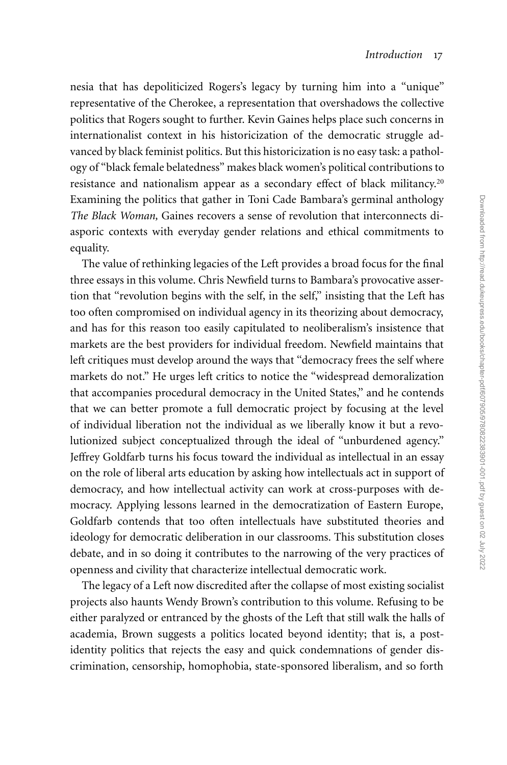nesia that has depoliticized Rogers's legacy by turning him into a "unique" representative of the Cherokee, a representation that overshadows the collective politics that Rogers sought to further. Kevin Gaines helps place such concerns in internationalist context in his historicization of the democratic struggle advanced by black feminist politics. But this historicization is no easy task: a pathology of "black female belatedness" makes black women's political contributions to resistance and nationalism appear as a secondary effect of black militancy.[20] Examining the politics that gather in Toni Cade Bambara's germinal anthology *The Black Woman,* Gaines recovers a sense of revolution that interconnects diasporic contexts with everyday gender relations and ethical commitments to equality.

The value of rethinking legacies of the Left provides a broad focus for the final three essays in this volume. Chris Newfield turns to Bambara's provocative assertion that "revolution begins with the self, in the self," insisting that the Left has too often compromised on individual agency in its theorizing about democracy, and has for this reason too easily capitulated to neoliberalism's insistence that markets are the best providers for individual freedom. Newfield maintains that left critiques must develop around the ways that "democracy frees the self where markets do not." He urges left critics to notice the "widespread demoralization that accompanies procedural democracy in the United States," and he contends that we can better promote a full democratic project by focusing at the level of individual liberation not the individual as we liberally know it but a revolutionized subject conceptualized through the ideal of "unburdened agency." Jeffrey Goldfarb turns his focus toward the individual as intellectual in an essay on the role of liberal arts education by asking how intellectuals act in support of democracy, and how intellectual activity can work at cross-purposes with democracy. Applying lessons learned in the democratization of Eastern Europe, Goldfarb contends that too often intellectuals have substituted theories and ideology for democratic deliberation in our classrooms. This substitution closes debate, and in so doing it contributes to the narrowing of the very practices of openness and civility that characterize intellectual democratic work.

The legacy of a Left now discredited after the collapse of most existing socialist projects also haunts Wendy Brown's contribution to this volume. Refusing to be either paralyzed or entranced by the ghosts of the Left that still walk the halls of academia, Brown suggests a politics located beyond identity; that is, a post-identity politics that rejects the easy and quick condemnations of gender discrimination, censorship, homophobia, state-sponsored liberalism, and so forth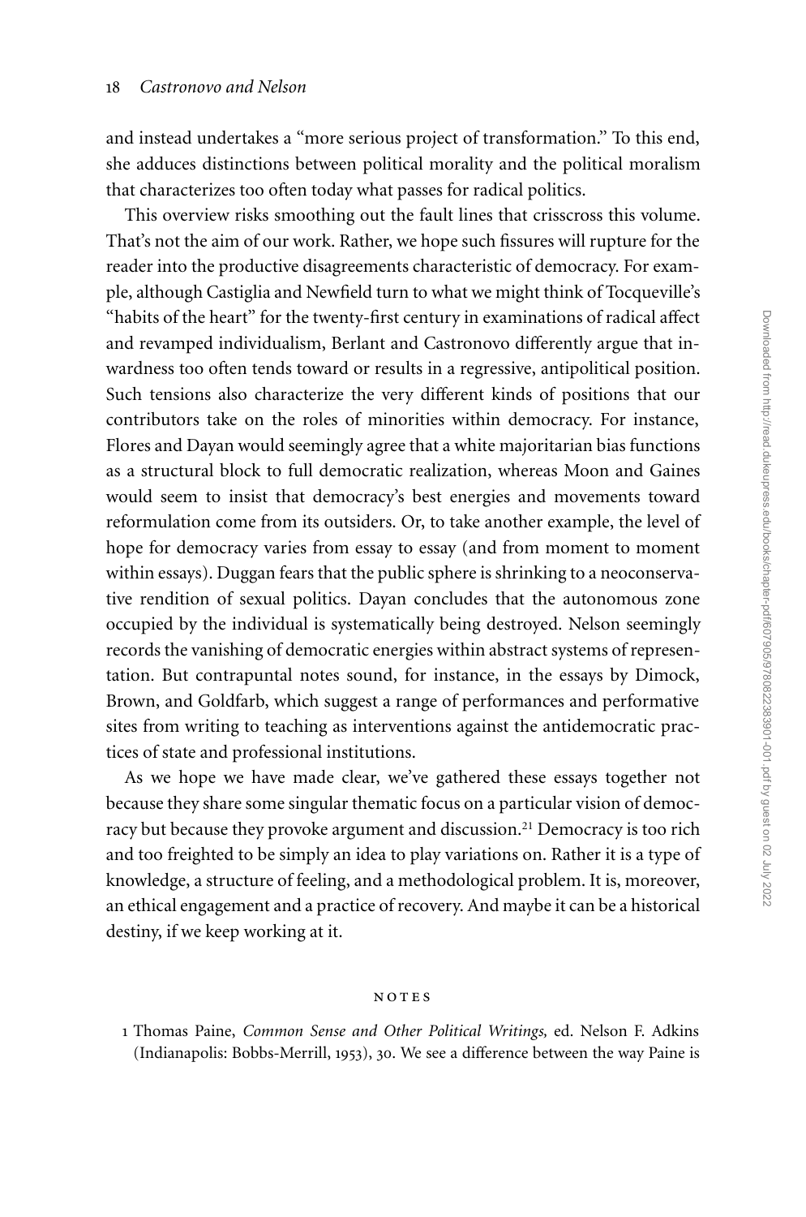and instead undertakes a "more serious project of transformation." To this end, she adduces distinctions between political morality and the political moralism that characterizes too often today what passes for radical politics.

This overview risks smoothing out the fault lines that crisscross this volume. That's not the aim of our work. Rather, we hope such fissures will rupture for the reader into the productive disagreements characteristic of democracy. For example, although Castiglia and Newfield turn to what we might think of Tocqueville's "habits of the heart" for the twenty-first century in examinations of radical affect and revamped individualism, Berlant and Castronovo differently argue that inwardness too often tends toward or results in a regressive, antipolitical position. Such tensions also characterize the very different kinds of positions that our contributors take on the roles of minorities within democracy. For instance, Flores and Dayan would seemingly agree that a white majoritarian bias functions as a structural block to full democratic realization, whereas Moon and Gaines would seem to insist that democracy's best energies and movements toward reformulation come from its outsiders. Or, to take another example, the level of hope for democracy varies from essay to essay (and from moment to moment within essays). Duggan fears that the public sphere is shrinking to a neoconservative rendition of sexual politics. Dayan concludes that the autonomous zone occupied by the individual is systematically being destroyed. Nelson seemingly records the vanishing of democratic energies within abstract systems of representation. But contrapuntal notes sound, for instance, in the essays by Dimock, Brown, and Goldfarb, which suggest a range of performances and performative sites from writing to teaching as interventions against the antidemocratic practices of state and professional institutions.

As we hope we have made clear, we've gathered these essays together not because they share some singular thematic focus on a particular vision of democracy but because they provoke argument and discussion.[21] Democracy is too rich and too freighted to be simply an idea to play variations on. Rather it is a type of knowledge, a structure of feeling, and a methodological problem. It is, moreover, an ethical engagement and a practice of recovery. And maybe it can be a historical destiny, if we keep working at it.

## NOTES

1 Thomas Paine, *Common Sense and Other Political Writings,* ed. Nelson F. Adkins (Indianapolis: Bobbs-Merrill, 1953), 30. We see a difference between the way Paine is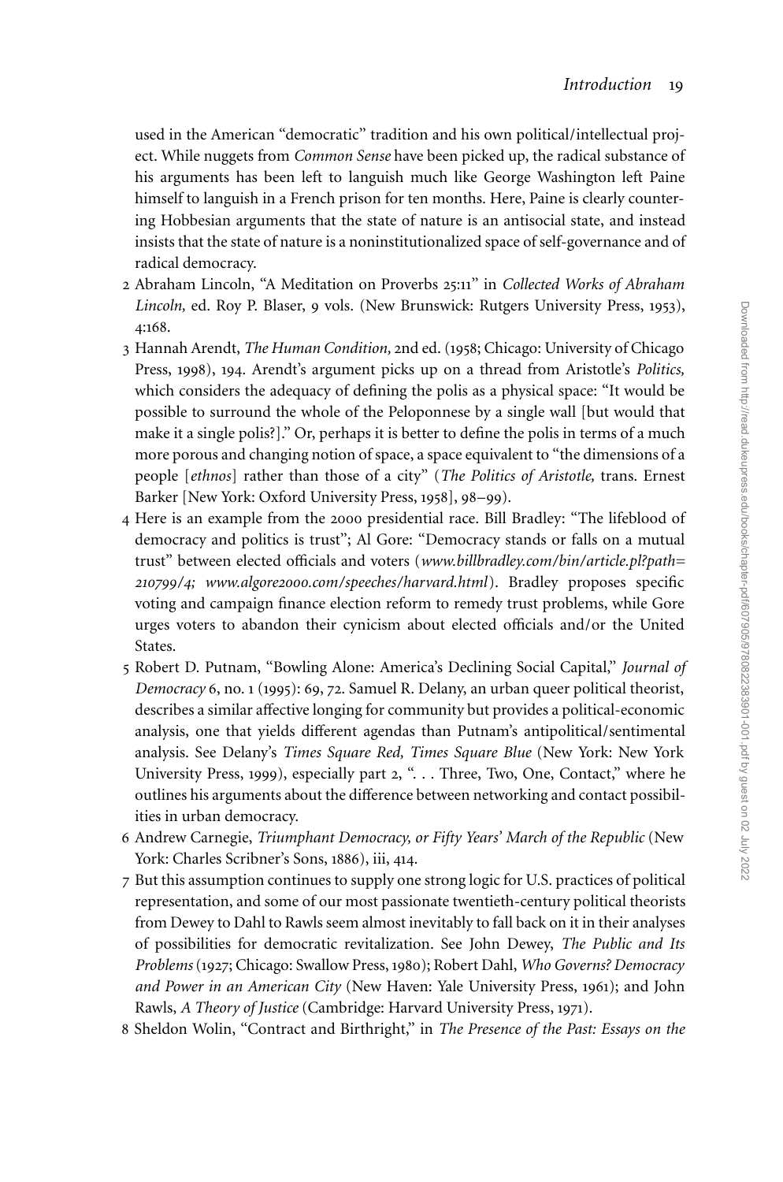used in the American "democratic" tradition and his own political/intellectual project. While nuggets from *Common Sense* have been picked up, the radical substance of his arguments has been left to languish much like George Washington left Paine himself to languish in a French prison for ten months. Here, Paine is clearly countering Hobbesian arguments that the state of nature is an antisocial state, and instead insists that the state of nature is a noninstitutionalized space of self-governance and of radical democracy.

2 Abraham Lincoln, "A Meditation on Proverbs 25:11" in *Collected Works of Abraham Lincoln,* ed. Roy P. Blaser, 9 vols. (New Brunswick: Rutgers University Press, 1953), 4:168.

3 Hannah Arendt, *The Human Condition,* 2nd ed. (1958; Chicago: University of Chicago Press, 1998), 194. Arendt's argument picks up on a thread from Aristotle's *Politics,* which considers the adequacy of defining the polis as a physical space: "It would be possible to surround the whole of the Peloponnese by a single wall [but would that make it a single polis?]." Or, perhaps it is better to define the polis in terms of a much more porous and changing notion of space, a space equivalent to "the dimensions of a people [*ethnos*] rather than those of a city" (*The Politics of Aristotle,* trans. Ernest Barker [New York: Oxford University Press, 1958], 98–99).

4 Here is an example from the 2000 presidential race. Bill Bradley: "The lifeblood of democracy and politics is trust"; Al Gore: "Democracy stands or falls on a mutual trust" between elected officials and voters (*www.billbradley.com/bin/article.pl?path=210799/4; www.algore2000.com/speeches/harvard.html*). Bradley proposes specific voting and campaign finance election reform to remedy trust problems, while Gore urges voters to abandon their cynicism about elected officials and/or the United States.

5 Robert D. Putnam, "Bowling Alone: America's Declining Social Capital," *Journal of Democracy* 6, no. 1 (1995): 69, 72. Samuel R. Delany, an urban queer political theorist, describes a similar affective longing for community but provides a political-economic analysis, one that yields different agendas than Putnam's antipolitical/sentimental analysis. See Delany's *Times Square Red, Times Square Blue* (New York: New York University Press, 1999), especially part 2, ". . . Three, Two, One, Contact," where he outlines his arguments about the difference between networking and contact possibilities in urban democracy.

6 Andrew Carnegie, *Triumphant Democracy, or Fifty Years' March of the Republic* (New York: Charles Scribner's Sons, 1886), iii, 414.

7 But this assumption continues to supply one strong logic for U.S. practices of political representation, and some of our most passionate twentieth-century political theorists from Dewey to Dahl to Rawls seem almost inevitably to fall back on it in their analyses of possibilities for democratic revitalization. See John Dewey, *The Public and Its Problems* (1927; Chicago: Swallow Press, 1980); Robert Dahl, *Who Governs? Democracy and Power in an American City* (New Haven: Yale University Press, 1961); and John Rawls, *A Theory of Justice* (Cambridge: Harvard University Press, 1971).

8 Sheldon Wolin, "Contract and Birthright," in *The Presence of the Past: Essays on the*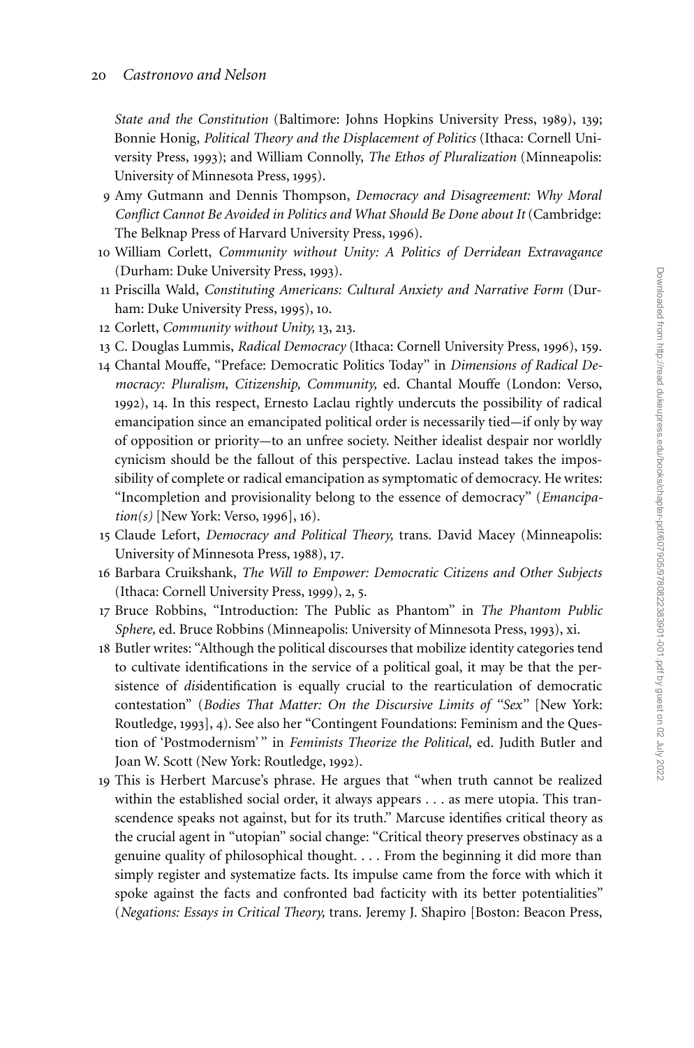*State and the Constitution* (Baltimore: Johns Hopkins University Press, 1989), 139; Bonnie Honig, *Political Theory and the Displacement of Politics* (Ithaca: Cornell University Press, 1993); and William Connolly, *The Ethos of Pluralization* (Minneapolis: University of Minnesota Press, 1995).

9 Amy Gutmann and Dennis Thompson, *Democracy and Disagreement: Why Moral Conflict Cannot Be Avoided in Politics and What Should Be Done about It* (Cambridge: The Belknap Press of Harvard University Press, 1996).

10 William Corlett, *Community without Unity: A Politics of Derridean Extravagance* (Durham: Duke University Press, 1993).

11 Priscilla Wald, *Constituting Americans: Cultural Anxiety and Narrative Form* (Durham: Duke University Press, 1995), 10.

12 Corlett, *Community without Unity,* 13, 213.

13 C. Douglas Lummis, *Radical Democracy* (Ithaca: Cornell University Press, 1996), 159.

14 Chantal Mouffe, "Preface: Democratic Politics Today" in *Dimensions of Radical Democracy: Pluralism, Citizenship, Community,* ed. Chantal Mouffe (London: Verso, 1992), 14. In this respect, Ernesto Laclau rightly undercuts the possibility of radical emancipation since an emancipated political order is necessarily tied—if only by way of opposition or priority—to an unfree society. Neither idealist despair nor worldly cynicism should be the fallout of this perspective. Laclau instead takes the impossibility of complete or radical emancipation as symptomatic of democracy. He writes: "Incompletion and provisionality belong to the essence of democracy" (*Emancipation(s)* [New York: Verso, 1996], 16).

15 Claude Lefort, *Democracy and Political Theory,* trans. David Macey (Minneapolis: University of Minnesota Press, 1988), 17.

16 Barbara Cruikshank, *The Will to Empower: Democratic Citizens and Other Subjects* (Ithaca: Cornell University Press, 1999), 2, 5.

17 Bruce Robbins, "Introduction: The Public as Phantom" in *The Phantom Public Sphere,* ed. Bruce Robbins (Minneapolis: University of Minnesota Press, 1993), xi.

18 Butler writes: "Although the political discourses that mobilize identity categories tend to cultivate identifications in the service of a political goal, it may be that the persistence of *dis*identification is equally crucial to the rearticulation of democratic contestation" (*Bodies That Matter: On the Discursive Limits of "Sex"* [New York: Routledge, 1993], 4). See also her "Contingent Foundations: Feminism and the Question of 'Postmodernism'" in *Feminists Theorize the Political,* ed. Judith Butler and Joan W. Scott (New York: Routledge, 1992).

19 This is Herbert Marcuse's phrase. He argues that "when truth cannot be realized within the established social order, it always appears . . . as mere utopia. This transcendence speaks not against, but for its truth." Marcuse identifies critical theory as the crucial agent in "utopian" social change: "Critical theory preserves obstinacy as a genuine quality of philosophical thought. . . . From the beginning it did more than simply register and systematize facts. Its impulse came from the force with which it spoke against the facts and confronted bad facticity with its better potentialities" (*Negations: Essays in Critical Theory,* trans. Jeremy J. Shapiro [Boston: Beacon Press,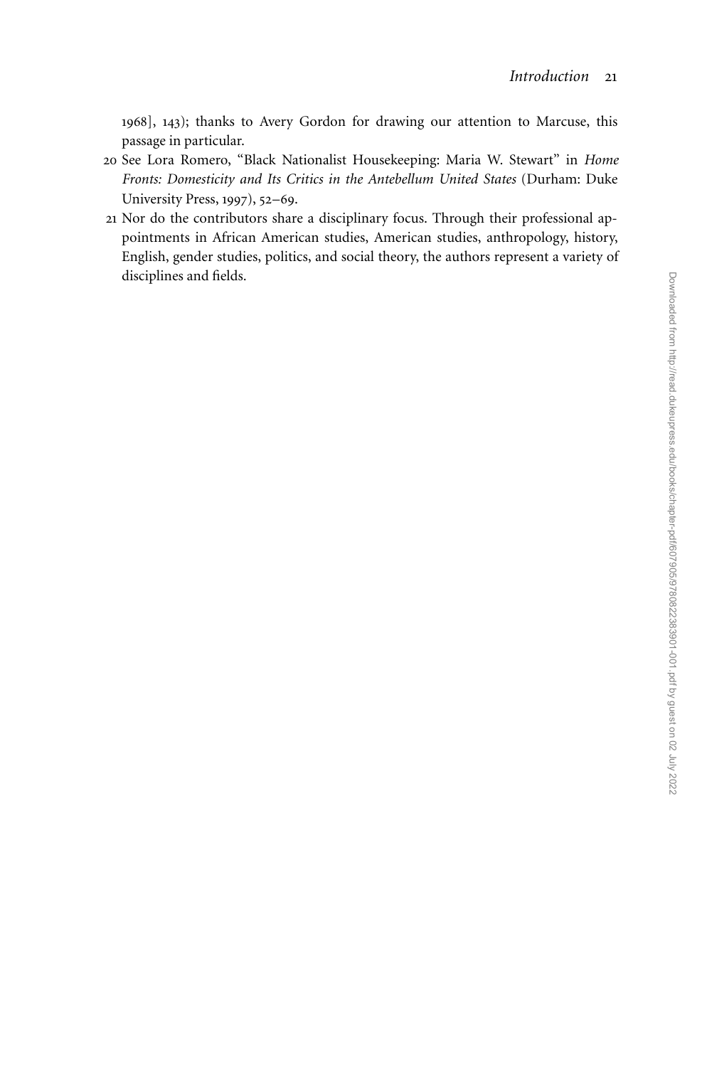1968], 143); thanks to Avery Gordon for drawing our attention to Marcuse, this passage in particular.

20 See Lora Romero, "Black Nationalist Housekeeping: Maria W. Stewart" in *Home Fronts: Domesticity and Its Critics in the Antebellum United States* (Durham: Duke University Press, 1997), 52–69.

21 Nor do the contributors share a disciplinary focus. Through their professional appointments in African American studies, American studies, anthropology, history, English, gender studies, politics, and social theory, the authors represent a variety of disciplines and fields.